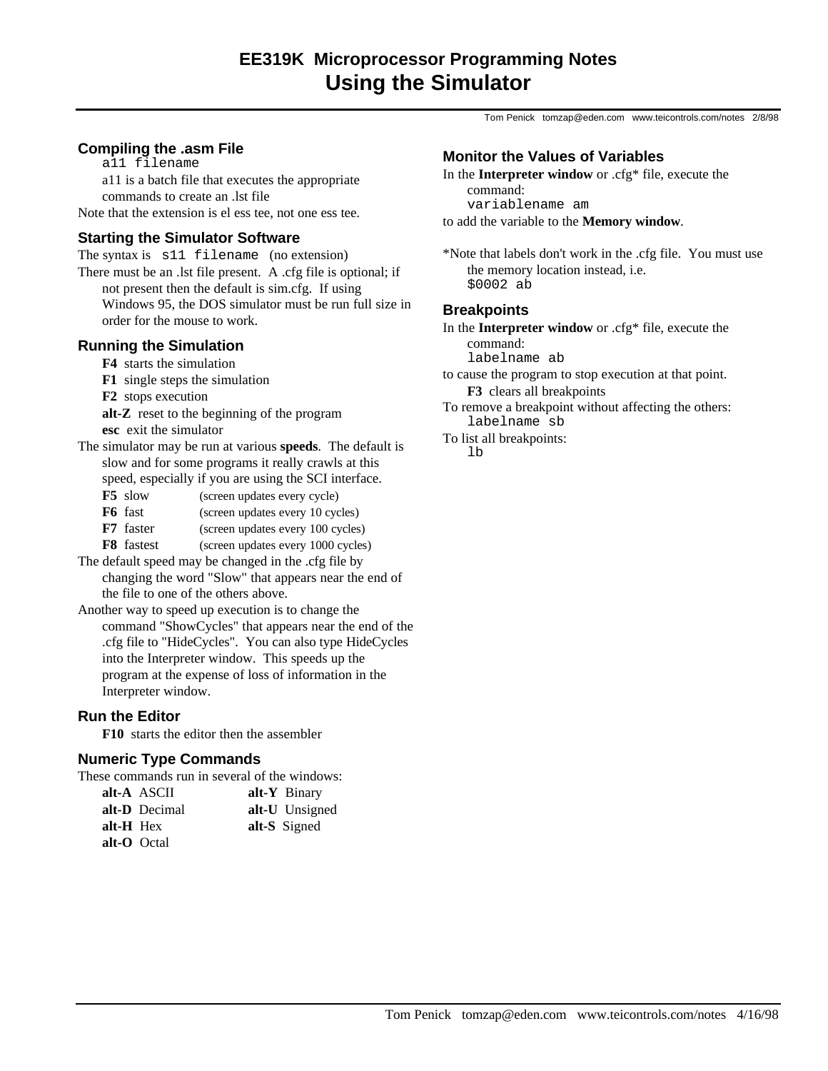# EE319K Microprocessor Programming Notes
# Using the Simulator

Tom Penick tomzap@eden.com www.teicontrols.com/notes 2/8/98

## Compiling the .asm File

```
a11 filename
```

a11 is a batch file that executes the appropriate commands to create an .lst file

Note that the extension is el ess tee, not one ess tee.

## Starting the Simulator Software

The syntax is `s11 filename` (no extension)

There must be an .lst file present. A .cfg file is optional; if not present then the default is sim.cfg. If using Windows 95, the DOS simulator must be run full size in order for the mouse to work.

## Running the Simulation

**F4** starts the simulation

**F1** single steps the simulation

**F2** stops execution

**alt-Z** reset to the beginning of the program

**esc** exit the simulator

The simulator may be run at various **speeds**. The default is slow and for some programs it really crawls at this speed, especially if you are using the SCI interface.

| | |
|---|---|
| **F5** slow | (screen updates every cycle) |
| **F6** fast | (screen updates every 10 cycles) |
| **F7** faster | (screen updates every 100 cycles) |
| **F8** fastest | (screen updates every 1000 cycles) |

The default speed may be changed in the .cfg file by changing the word "Slow" that appears near the end of the file to one of the others above.

Another way to speed up execution is to change the command "ShowCycles" that appears near the end of the .cfg file to "HideCycles". You can also type HideCycles into the Interpreter window. This speeds up the program at the expense of loss of information in the Interpreter window.

## Run the Editor

**F10** starts the editor then the assembler

## Numeric Type Commands

These commands run in several of the windows:

| | |
|---|---|
| **alt-A** ASCII | **alt-Y** Binary |
| **alt-D** Decimal | **alt-U** Unsigned |
| **alt-H** Hex | **alt-S** Signed |
| **alt-O** Octal | |

## Monitor the Values of Variables

In the **Interpreter window** or .cfg* file, execute the command:

```
variablename am
```

to add the variable to the **Memory window**.

*Note that labels don't work in the .cfg file. You must use the memory location instead, i.e.

```
$0002 ab
```

## Breakpoints

In the **Interpreter window** or .cfg* file, execute the command:

```
labelname ab
```

to cause the program to stop execution at that point.

**F3** clears all breakpoints

To remove a breakpoint without affecting the others:

```
labelname sb
```

To list all breakpoints:

```
lb
```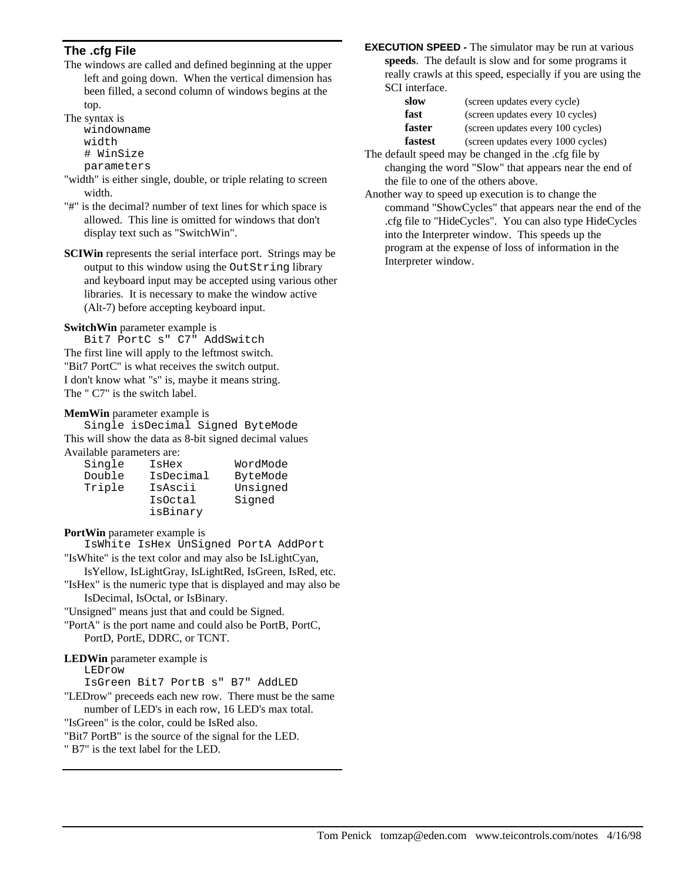## The .cfg File

The windows are called and defined beginning at the upper left and going down. When the vertical dimension has been filled, a second column of windows begins at the top.

The syntax is

```
windowname
width
# WinSize
parameters
```

"width" is either single, double, or triple relating to screen width.

"#" is the decimal? number of text lines for which space is allowed. This line is omitted for windows that don't display text such as "SwitchWin".

**SCIWin** represents the serial interface port. Strings may be output to this window using the `OutString` library and keyboard input may be accepted using various other libraries. It is necessary to make the window active (Alt-7) before accepting keyboard input.

**SwitchWin** parameter example is

```
Bit7 PortC s" C7" AddSwitch
```

The first line will apply to the leftmost switch.
"Bit7 PortC" is what receives the switch output.
I don't know what "s" is, maybe it means string.
The " C7" is the switch label.

**MemWin** parameter example is

```
Single isDecimal Signed ByteMode
```

This will show the data as 8-bit signed decimal values
Available parameters are:

```
Single    IsHex        WordMode
Double    IsDecimal    ByteMode
Triple    IsAscii      Unsigned
          IsOctal      Signed
          isBinary
```

**PortWin** parameter example is

```
IsWhite IsHex UnSigned PortA AddPort
```

"IsWhite" is the text color and may also be IsLightCyan, IsYellow, IsLightGray, IsLightRed, IsGreen, IsRed, etc.

"IsHex" is the numeric type that is displayed and may also be IsDecimal, IsOctal, or IsBinary.

"Unsigned" means just that and could be Signed.

"PortA" is the port name and could also be PortB, PortC, PortD, PortE, DDRC, or TCNT.

**LEDWin** parameter example is

```
LEDrow
IsGreen Bit7 PortB s" B7" AddLED
```

"LEDrow" preceeds each new row. There must be the same number of LED's in each row, 16 LED's max total.

"IsGreen" is the color, could be IsRed also.

"Bit7 PortB" is the source of the signal for the LED.

" B7" is the text label for the LED.

**EXECUTION SPEED -** The simulator may be run at various **speeds**. The default is slow and for some programs it really crawls at this speed, especially if you are using the SCI interface.

| | |
|---|---|
| **slow** | (screen updates every cycle) |
| **fast** | (screen updates every 10 cycles) |
| **faster** | (screen updates every 100 cycles) |
| **fastest** | (screen updates every 1000 cycles) |

The default speed may be changed in the .cfg file by changing the word "Slow" that appears near the end of the file to one of the others above.

Another way to speed up execution is to change the command "ShowCycles" that appears near the end of the .cfg file to "HideCycles". You can also type HideCycles into the Interpreter window. This speeds up the program at the expense of loss of information in the Interpreter window.